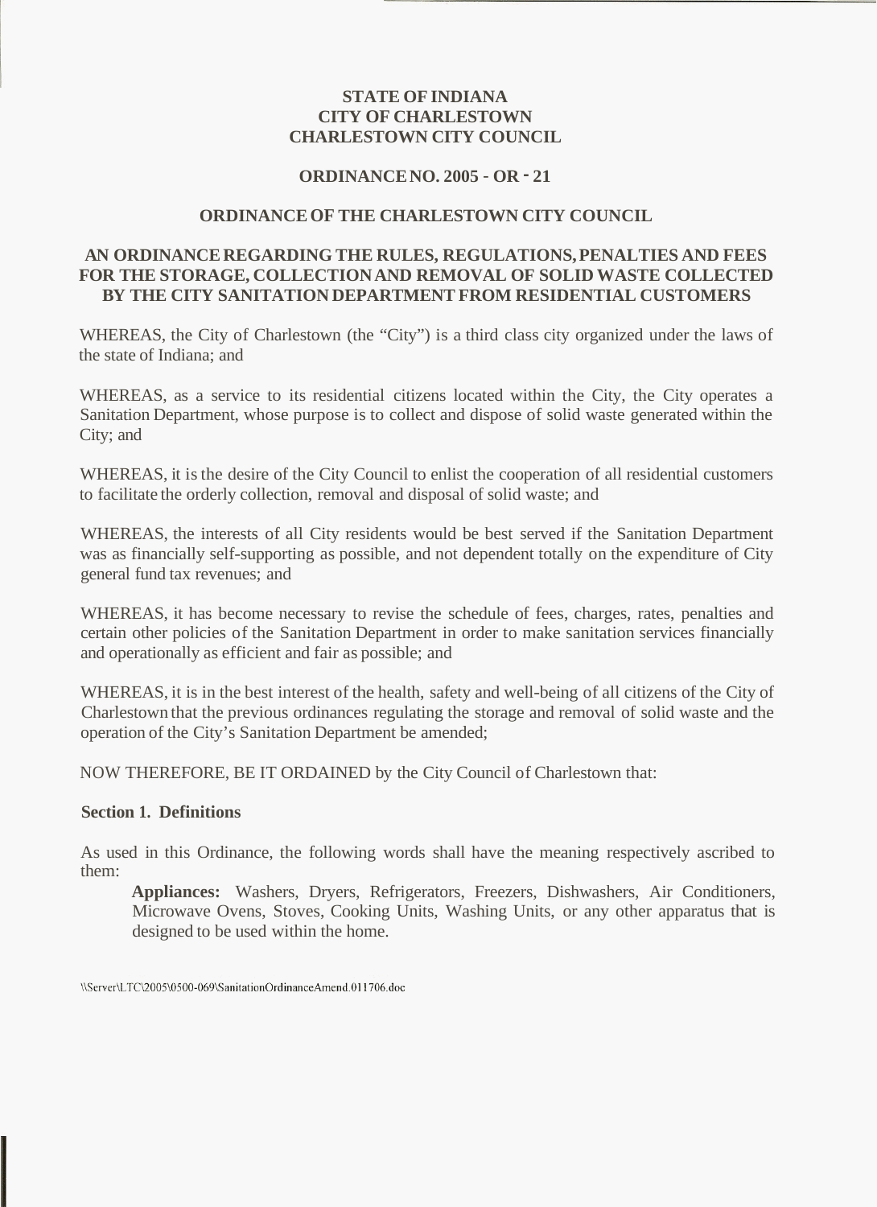**STATE OF INDIANA**
**CITY OF CHARLESTOWN**
**CHARLESTOWN CITY COUNCIL**

**ORDINANCE NO. 2005 - OR - 21**

**ORDINANCE OF THE CHARLESTOWN CITY COUNCIL**

**AN ORDINANCE REGARDING THE RULES, REGULATIONS, PENALTIES AND FEES FOR THE STORAGE, COLLECTION AND REMOVAL OF SOLID WASTE COLLECTED BY THE CITY SANITATION DEPARTMENT FROM RESIDENTIAL CUSTOMERS**

WHEREAS, the City of Charlestown (the "City") is a third class city organized under the laws of the state of Indiana; and

WHEREAS, as a service to its residential citizens located within the City, the City operates a Sanitation Department, whose purpose is to collect and dispose of solid waste generated within the City; and

WHEREAS, it is the desire of the City Council to enlist the cooperation of all residential customers to facilitate the orderly collection, removal and disposal of solid waste; and

WHEREAS, the interests of all City residents would be best served if the Sanitation Department was as financially self-supporting as possible, and not dependent totally on the expenditure of City general fund tax revenues; and

WHEREAS, it has become necessary to revise the schedule of fees, charges, rates, penalties and certain other policies of the Sanitation Department in order to make sanitation services financially and operationally as efficient and fair as possible; and

WHEREAS, it is in the best interest of the health, safety and well-being of all citizens of the City of Charlestown that the previous ordinances regulating the storage and removal of solid waste and the operation of the City's Sanitation Department be amended;

NOW THEREFORE, BE IT ORDAINED by the City Council of Charlestown that:

## Section 1. Definitions

As used in this Ordinance, the following words shall have the meaning respectively ascribed to them:

> **Appliances:** Washers, Dryers, Refrigerators, Freezers, Dishwashers, Air Conditioners, Microwave Ovens, Stoves, Cooking Units, Washing Units, or any other apparatus that is designed to be used within the home.

\\Server\LTC\2005\0500-069\SanitationOrdinanceAmend.011706.doc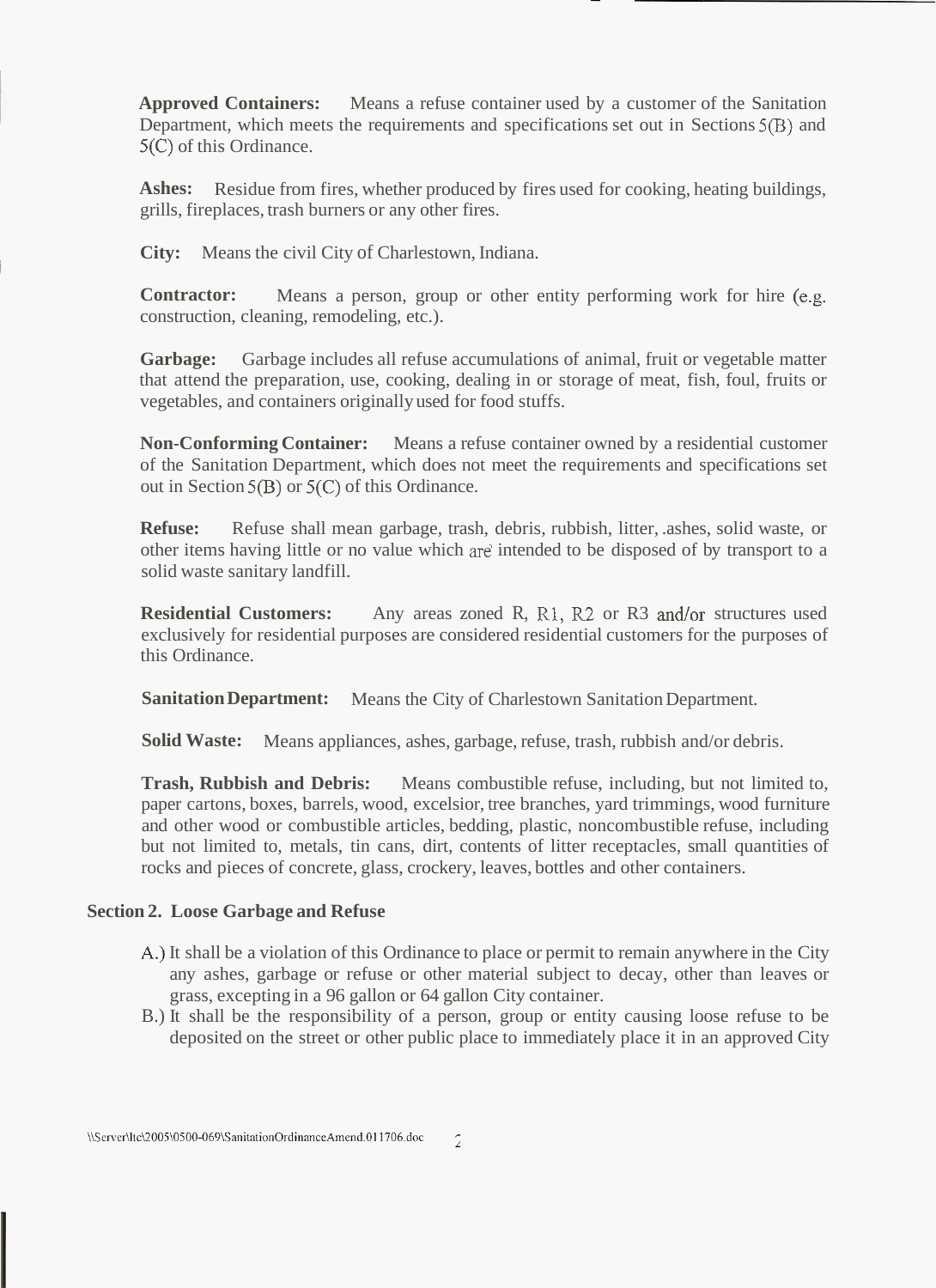**Approved Containers:** Means a refuse container used by a customer of the Sanitation Department, which meets the requirements and specifications set out in Sections 5(B) and 5(C) of this Ordinance.

**Ashes:** Residue from fires, whether produced by fires used for cooking, heating buildings, grills, fireplaces, trash burners or any other fires.

**City:** Means the civil City of Charlestown, Indiana.

**Contractor:** Means a person, group or other entity performing work for hire (e.g. construction, cleaning, remodeling, etc.).

**Garbage:** Garbage includes all refuse accumulations of animal, fruit or vegetable matter that attend the preparation, use, cooking, dealing in or storage of meat, fish, foul, fruits or vegetables, and containers originally used for food stuffs.

**Non-Conforming Container:** Means a refuse container owned by a residential customer of the Sanitation Department, which does not meet the requirements and specifications set out in Section 5(B) or 5(C) of this Ordinance.

**Refuse:** Refuse shall mean garbage, trash, debris, rubbish, litter, .ashes, solid waste, or other items having little or no value which are intended to be disposed of by transport to a solid waste sanitary landfill.

**Residential Customers:** Any areas zoned R, R1, R2 or R3 and/or structures used exclusively for residential purposes are considered residential customers for the purposes of this Ordinance.

**Sanitation Department:** Means the City of Charlestown Sanitation Department.

**Solid Waste:** Means appliances, ashes, garbage, refuse, trash, rubbish and/or debris.

**Trash, Rubbish and Debris:** Means combustible refuse, including, but not limited to, paper cartons, boxes, barrels, wood, excelsior, tree branches, yard trimmings, wood furniture and other wood or combustible articles, bedding, plastic, noncombustible refuse, including but not limited to, metals, tin cans, dirt, contents of litter receptacles, small quantities of rocks and pieces of concrete, glass, crockery, leaves, bottles and other containers.

**Section 2. Loose Garbage and Refuse**

A.) It shall be a violation of this Ordinance to place or permit to remain anywhere in the City any ashes, garbage or refuse or other material subject to decay, other than leaves or grass, excepting in a 96 gallon or 64 gallon City container.

B.) It shall be the responsibility of a person, group or entity causing loose refuse to be deposited on the street or other public place to immediately place it in an approved City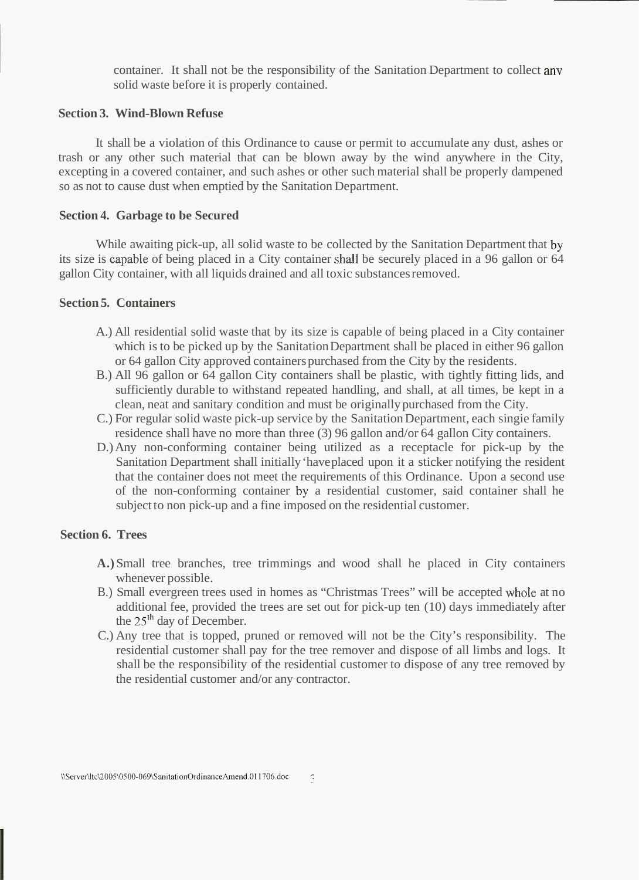container. It shall not be the responsibility of the Sanitation Department to collect anv solid waste before it is properly contained.

**Section 3. Wind-Blown Refuse**

It shall be a violation of this Ordinance to cause or permit to accumulate any dust, ashes or trash or any other such material that can be blown away by the wind anywhere in the City, excepting in a covered container, and such ashes or other such material shall be properly dampened so as not to cause dust when emptied by the Sanitation Department.

**Section 4. Garbage to be Secured**

While awaiting pick-up, all solid waste to be collected by the Sanitation Department that by its size is capable of being placed in a City container shall be securely placed in a 96 gallon or 64 gallon City container, with all liquids drained and all toxic substances removed.

**Section 5. Containers**

A.) All residential solid waste that by its size is capable of being placed in a City container which is to be picked up by the Sanitation Department shall be placed in either 96 gallon or 64 gallon City approved containers purchased from the City by the residents.

B.) All 96 gallon or 64 gallon City containers shall be plastic, with tightly fitting lids, and sufficiently durable to withstand repeated handling, and shall, at all times, be kept in a clean, neat and sanitary condition and must be originally purchased from the City.

C.) For regular solid waste pick-up service by the Sanitation Department, each singie family residence shall have no more than three (3) 96 gallon and/or 64 gallon City containers.

D.) Any non-conforming container being utilized as a receptacle for pick-up by the Sanitation Department shall initially 'haveplaced upon it a sticker notifying the resident that the container does not meet the requirements of this Ordinance. Upon a second use of the non-conforming container by a residential customer, said container shall he subject to non pick-up and a fine imposed on the residential customer.

**Section 6. Trees**

**A.)** Small tree branches, tree trimmings and wood shall he placed in City containers whenever possible.

B.) Small evergreen trees used in homes as "Christmas Trees" will be accepted whole at no additional fee, provided the trees are set out for pick-up ten (10) days immediately after the 25th day of December.

C.) Any tree that is topped, pruned or removed will not be the City's responsibility. The residential customer shall pay for the tree remover and dispose of all limbs and logs. It shall be the responsibility of the residential customer to dispose of any tree removed by the residential customer and/or any contractor.

\\Server\ltc\2005\0500-069\SanitationOrdinanceAmend.011706.doc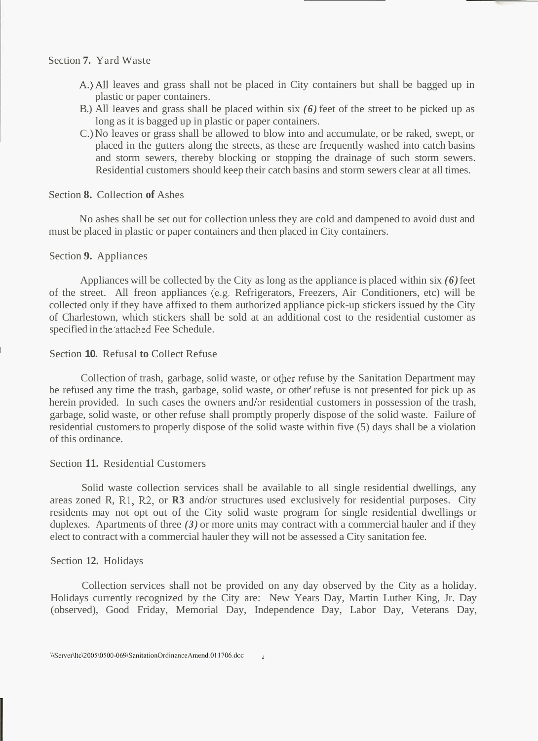## Section 7. Yard Waste

A.) All leaves and grass shall not be placed in City containers but shall be bagged up in plastic or paper containers.
B.) All leaves and grass shall be placed within six *(6)* feet of the street to be picked up as long as it is bagged up in plastic or paper containers.
C.) No leaves or grass shall be allowed to blow into and accumulate, or be raked, swept, or placed in the gutters along the streets, as these are frequently washed into catch basins and storm sewers, thereby blocking or stopping the drainage of such storm sewers. Residential customers should keep their catch basins and storm sewers clear at all times.

## Section 8. Collection of Ashes

No ashes shall be set out for collection unless they are cold and dampened to avoid dust and must be placed in plastic or paper containers and then placed in City containers.

## Section 9. Appliances

Appliances will be collected by the City as long as the appliance is placed within six *(6)* feet of the street. All freon appliances (e.g. Refrigerators, Freezers, Air Conditioners, etc) will be collected only if they have affixed to them authorized appliance pick-up stickers issued by the City of Charlestown, which stickers shall be sold at an additional cost to the residential customer as specified in the attached Fee Schedule.

## Section 10. Refusal to Collect Refuse

Collection of trash, garbage, solid waste, or other refuse by the Sanitation Department may be refused any time the trash, garbage, solid waste, or other refuse is not presented for pick up as herein provided. In such cases the owners and/or residential customers in possession of the trash, garbage, solid waste, or other refuse shall promptly properly dispose of the solid waste. Failure of residential customers to properly dispose of the solid waste within five (5) days shall be a violation of this ordinance.

## Section 11. Residential Customers

Solid waste collection services shall be available to all single residential dwellings, any areas zoned R, R1, R2, or **R3** and/or structures used exclusively for residential purposes. City residents may not opt out of the City solid waste program for single residential dwellings or duplexes. Apartments of three *(3)* or more units may contract with a commercial hauler and if they elect to contract with a commercial hauler they will not be assessed a City sanitation fee.

## Section 12. Holidays

Collection services shall not be provided on any day observed by the City as a holiday. Holidays currently recognized by the City are: New Years Day, Martin Luther King, Jr. Day (observed), Good Friday, Memorial Day, Independence Day, Labor Day, Veterans Day,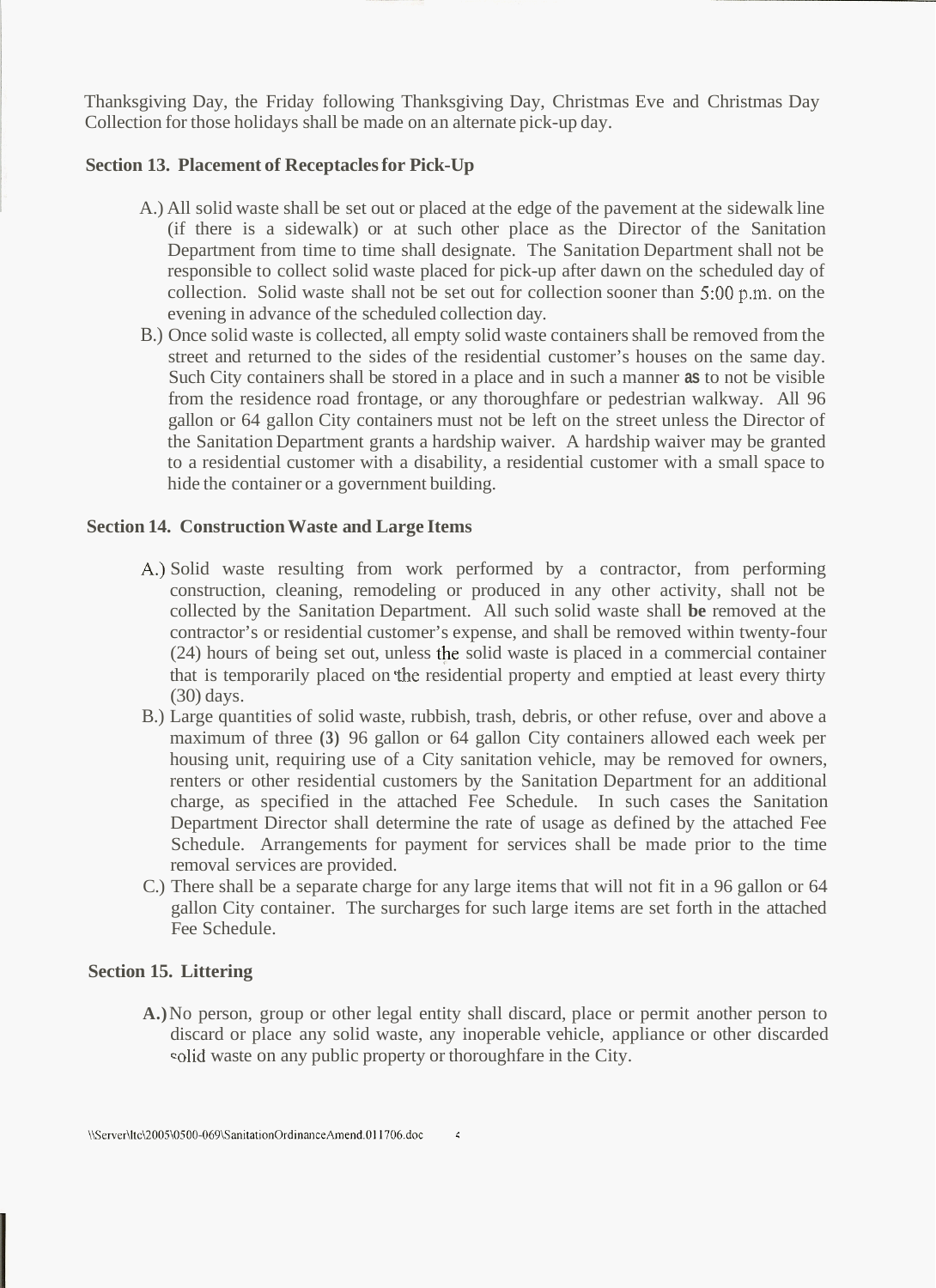Thanksgiving Day, the Friday following Thanksgiving Day, Christmas Eve and Christmas Day Collection for those holidays shall be made on an alternate pick-up day.

**Section 13. Placement of Receptacles for Pick-Up**

A.) All solid waste shall be set out or placed at the edge of the pavement at the sidewalk line (if there is a sidewalk) or at such other place as the Director of the Sanitation Department from time to time shall designate. The Sanitation Department shall not be responsible to collect solid waste placed for pick-up after dawn on the scheduled day of collection. Solid waste shall not be set out for collection sooner than 5:00 p.m. on the evening in advance of the scheduled collection day.

B.) Once solid waste is collected, all empty solid waste containers shall be removed from the street and returned to the sides of the residential customer's houses on the same day. Such City containers shall be stored in a place and in such a manner **as** to not be visible from the residence road frontage, or any thoroughfare or pedestrian walkway. All 96 gallon or 64 gallon City containers must not be left on the street unless the Director of the Sanitation Department grants a hardship waiver. A hardship waiver may be granted to a residential customer with a disability, a residential customer with a small space to hide the container or a government building.

**Section 14. Construction Waste and Large Items**

A.) Solid waste resulting from work performed by a contractor, from performing construction, cleaning, remodeling or produced in any other activity, shall not be collected by the Sanitation Department. All such solid waste shall **be** removed at the contractor's or residential customer's expense, and shall be removed within twenty-four (24) hours of being set out, unless the solid waste is placed in a commercial container that is temporarily placed on the residential property and emptied at least every thirty (30) days.

B.) Large quantities of solid waste, rubbish, trash, debris, or other refuse, over and above a maximum of three **(3)** 96 gallon or 64 gallon City containers allowed each week per housing unit, requiring use of a City sanitation vehicle, may be removed for owners, renters or other residential customers by the Sanitation Department for an additional charge, as specified in the attached Fee Schedule. In such cases the Sanitation Department Director shall determine the rate of usage as defined by the attached Fee Schedule. Arrangements for payment for services shall be made prior to the time removal services are provided.

C.) There shall be a separate charge for any large items that will not fit in a 96 gallon or 64 gallon City container. The surcharges for such large items are set forth in the attached Fee Schedule.

**Section 15. Littering**

**A.)** No person, group or other legal entity shall discard, place or permit another person to discard or place any solid waste, any inoperable vehicle, appliance or other discarded solid waste on any public property or thoroughfare in the City.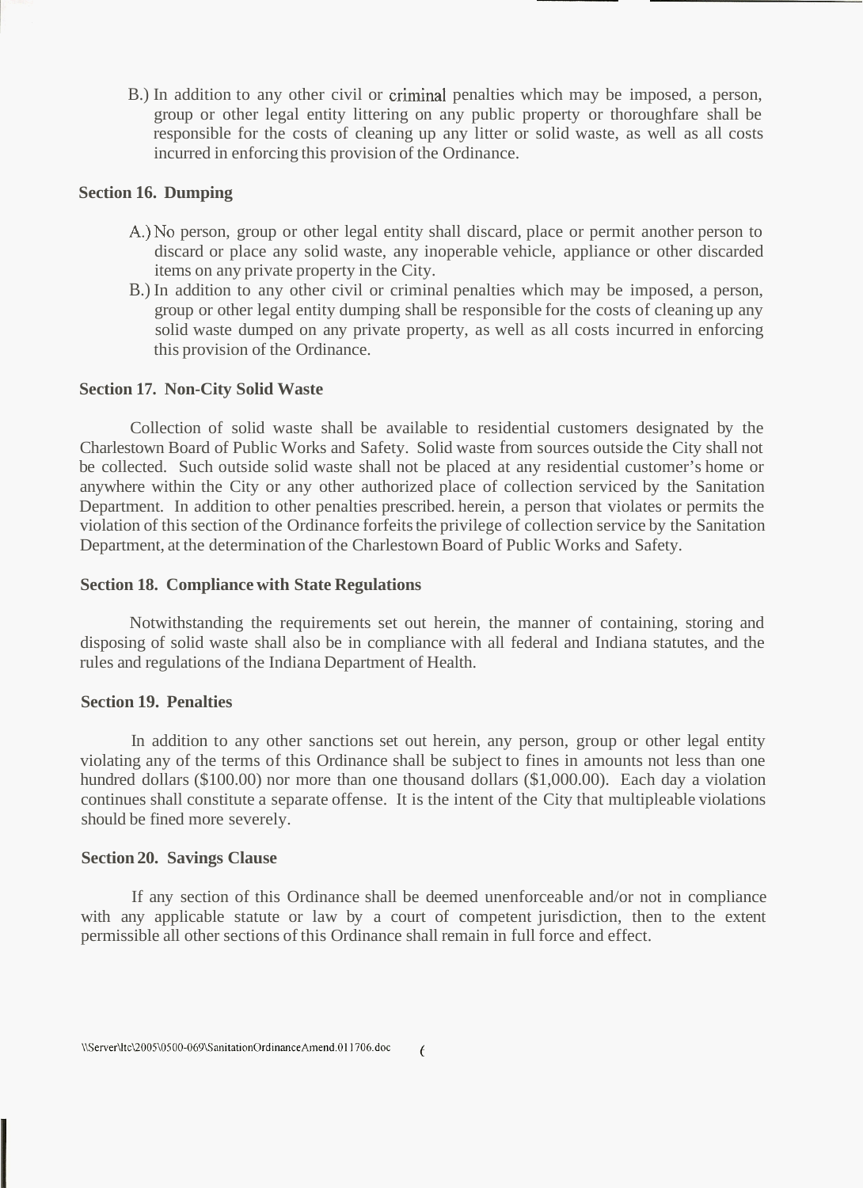B.) In addition to any other civil or criminal penalties which may be imposed, a person, group or other legal entity littering on any public property or thoroughfare shall be responsible for the costs of cleaning up any litter or solid waste, as well as all costs incurred in enforcing this provision of the Ordinance.

**Section 16. Dumping**

A.) No person, group or other legal entity shall discard, place or permit another person to discard or place any solid waste, any inoperable vehicle, appliance or other discarded items on any private property in the City.

B.) In addition to any other civil or criminal penalties which may be imposed, a person, group or other legal entity dumping shall be responsible for the costs of cleaning up any solid waste dumped on any private property, as well as all costs incurred in enforcing this provision of the Ordinance.

**Section 17. Non-City Solid Waste**

Collection of solid waste shall be available to residential customers designated by the Charlestown Board of Public Works and Safety. Solid waste from sources outside the City shall not be collected. Such outside solid waste shall not be placed at any residential customer's home or anywhere within the City or any other authorized place of collection serviced by the Sanitation Department. In addition to other penalties prescribed. herein, a person that violates or permits the violation of this section of the Ordinance forfeits the privilege of collection service by the Sanitation Department, at the determination of the Charlestown Board of Public Works and Safety.

**Section 18. Compliance with State Regulations**

Notwithstanding the requirements set out herein, the manner of containing, storing and disposing of solid waste shall also be in compliance with all federal and Indiana statutes, and the rules and regulations of the Indiana Department of Health.

**Section 19. Penalties**

In addition to any other sanctions set out herein, any person, group or other legal entity violating any of the terms of this Ordinance shall be subject to fines in amounts not less than one hundred dollars ($100.00) nor more than one thousand dollars ($1,000.00). Each day a violation continues shall constitute a separate offense. It is the intent of the City that multipleable violations should be fined more severely.

**Section 20. Savings Clause**

If any section of this Ordinance shall be deemed unenforceable and/or not in compliance with any applicable statute or law by a court of competent jurisdiction, then to the extent permissible all other sections of this Ordinance shall remain in full force and effect.

\\Server\ltc\2005\0500-069\SanitationOrdinanceAmend.011706.doc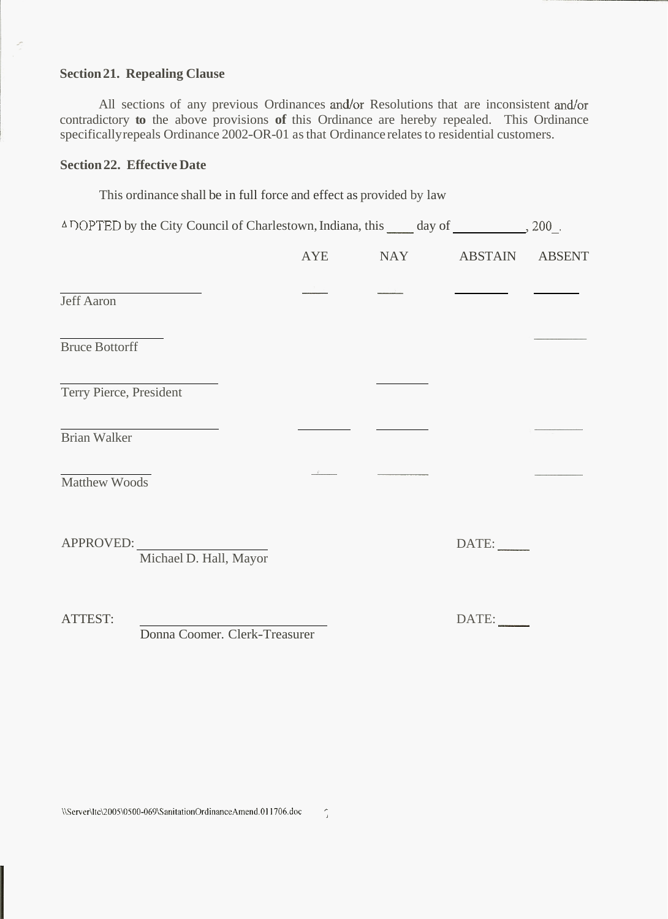**Section 21. Repealing Clause**

All sections of any previous Ordinances and/or Resolutions that are inconsistent and/or contradictory **to** the above provisions **of** this Ordinance are hereby repealed. This Ordinance specifically repeals Ordinance 2002-OR-01 as that Ordinance relates to residential customers.

**Section 22. Effective Date**

This ordinance shall be in full force and effect as provided by law

ADOPTED by the City Council of Charlestown, Indiana, this ____ day of __________, 200_.

| | AYE | NAY | ABSTAIN | ABSENT |
|---|---|---|---|---|
| ____________________<br>Jeff Aaron | ___ | ___ | _______ | ______ |
| ______________<br>Bruce Bottorff | | | | _______ |
| ____________________<br>Terry Pierce, President | | _______ | | |
| ____________________<br>Brian Walker | _______ | _______ | | _______ |
| ____________<br>Matthew Woods | ___ | _______ | | _______ |

APPROVED: ____________________
Michael D. Hall, Mayor

DATE: _____

ATTEST: ____________________________
Donna Coomer. Clerk-Treasurer

DATE: _____

\\Server\ltc\2005\0500-069\SanitationOrdinanceAmend.011706.doc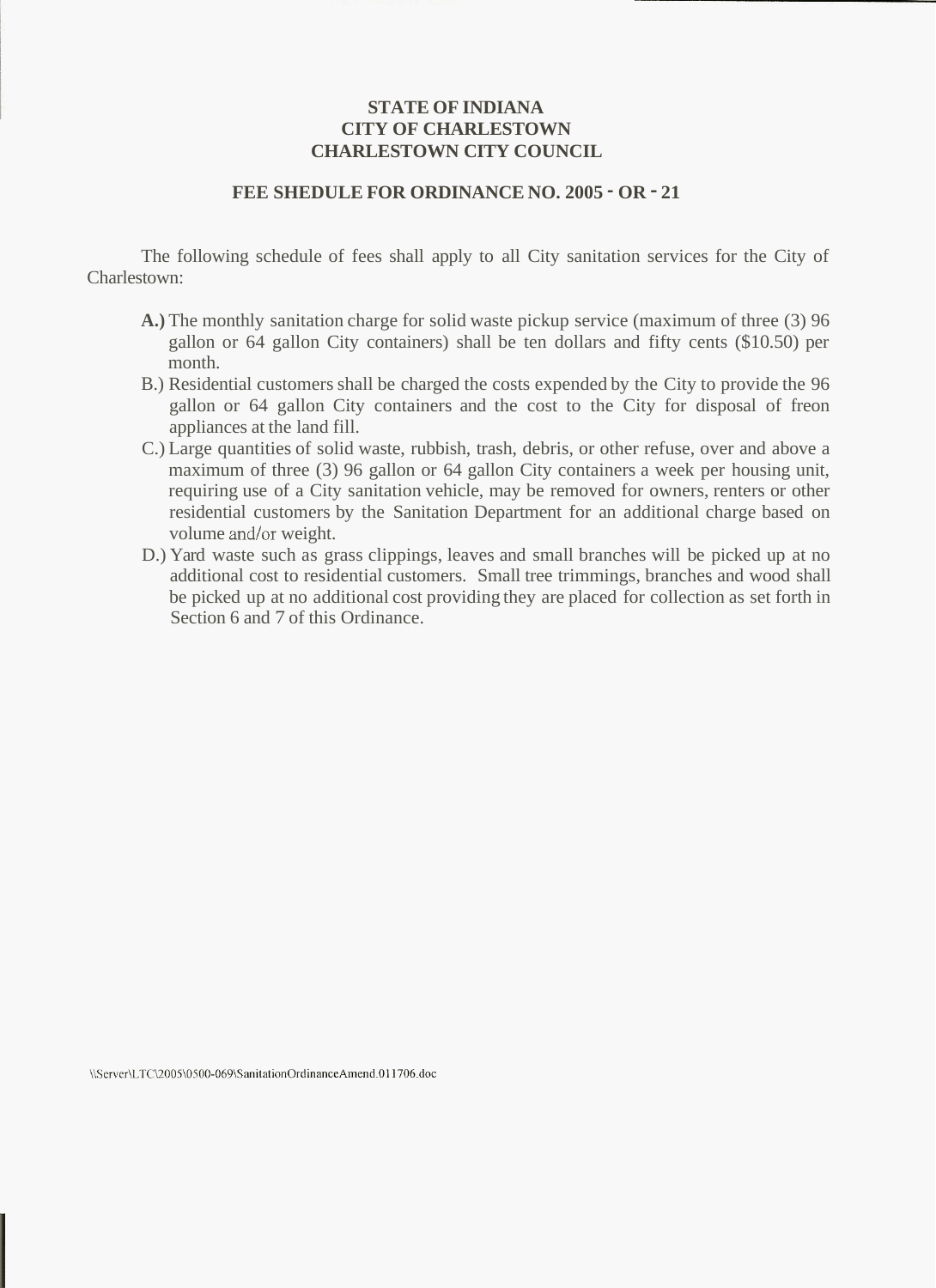**STATE OF INDIANA**
**CITY OF CHARLESTOWN**
**CHARLESTOWN CITY COUNCIL**

**FEE SHEDULE FOR ORDINANCE NO. 2005 - OR - 21**

The following schedule of fees shall apply to all City sanitation services for the City of Charlestown:

**A.)** The monthly sanitation charge for solid waste pickup service (maximum of three (3) 96 gallon or 64 gallon City containers) shall be ten dollars and fifty cents ($10.50) per month.

B.) Residential customers shall be charged the costs expended by the City to provide the 96 gallon or 64 gallon City containers and the cost to the City for disposal of freon appliances at the land fill.

C.) Large quantities of solid waste, rubbish, trash, debris, or other refuse, over and above a maximum of three (3) 96 gallon or 64 gallon City containers a week per housing unit, requiring use of a City sanitation vehicle, may be removed for owners, renters or other residential customers by the Sanitation Department for an additional charge based on volume and/or weight.

D.) Yard waste such as grass clippings, leaves and small branches will be picked up at no additional cost to residential customers. Small tree trimmings, branches and wood shall be picked up at no additional cost providing they are placed for collection as set forth in Section 6 and 7 of this Ordinance.

\\Server\LTC\2005\0500-069\SanitationOrdinanceAmend.011706.doc